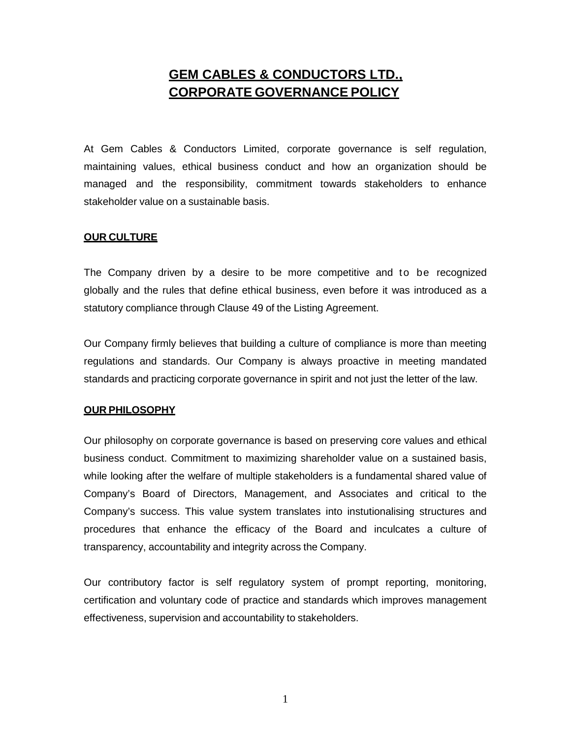# GEM CABLES & CONDUCTORS LTD., CORPORATE GOVERNANCE POLICY

At Gem Cables & Conductors Limited, corporate governance is self regulation, maintaining values, ethical business conduct and how an organization should be managed and the responsibility, commitment towards stakeholders to enhance stakeholder value on a sustainable basis.

## OUR CULTURE

The Company driven by a desire to be more competitive and to be recognized globally and the rules that define ethical business, even before it was introduced as a statutory compliance through Clause 49 of the Listing Agreement.

Our Company firmly believes that building a culture of compliance is more than meeting regulations and standards. Our Company is always proactive in meeting mandated standards and practicing corporate governance in spirit and not just the letter of the law.

## OUR PHILOSOPHY

Our philosophy on corporate governance is based on preserving core values and ethical business conduct. Commitment to maximizing shareholder value on a sustained basis, while looking after the welfare of multiple stakeholders is a fundamental shared value of Company's Board of Directors, Management, and Associates and critical to the Company's success. This value system translates into instutionalising structures and procedures that enhance the efficacy of the Board and inculcates a culture of transparency, accountability and integrity across the Company.

Our contributory factor is self regulatory system of prompt reporting, monitoring, certification and voluntary code of practice and standards which improves management effectiveness, supervision and accountability to stakeholders.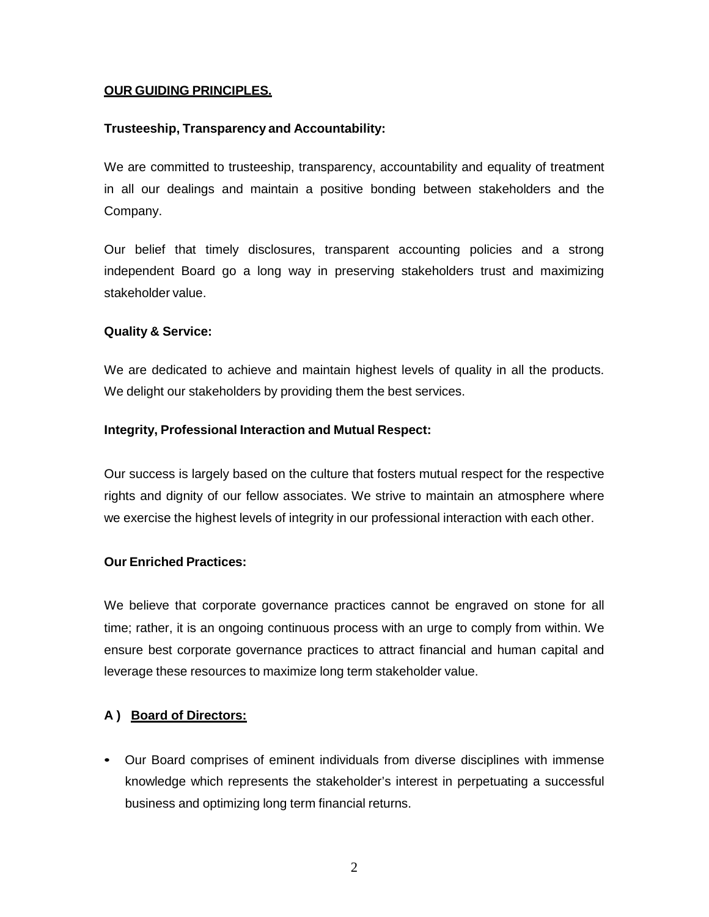## OUR GUIDING PRINCIPLES.

### Trusteeship, Transparency and Accountability:

We are committed to trusteeship, transparency, accountability and equality of treatment in all our dealings and maintain a positive bonding between stakeholders and the Company.

Our belief that timely disclosures, transparent accounting policies and a strong independent Board go a long way in preserving stakeholders trust and maximizing stakeholder value.

### Quality & Service:

We are dedicated to achieve and maintain highest levels of quality in all the products. We delight our stakeholders by providing them the best services.

### Integrity, Professional Interaction and Mutual Respect:

Our success is largely based on the culture that fosters mutual respect for the respective rights and dignity of our fellow associates. We strive to maintain an atmosphere where we exercise the highest levels of integrity in our professional interaction with each other.

### Our Enriched Practices:

We believe that corporate governance practices cannot be engraved on stone for all time; rather, it is an ongoing continuous process with an urge to comply from within. We ensure best corporate governance practices to attract financial and human capital and leverage these resources to maximize long term stakeholder value.

### A ) Board of Directors:

- Our Board comprises of eminent individuals from diverse disciplines with immense knowledge which represents the stakeholder's interest in perpetuating a successful business and optimizing long term financial returns.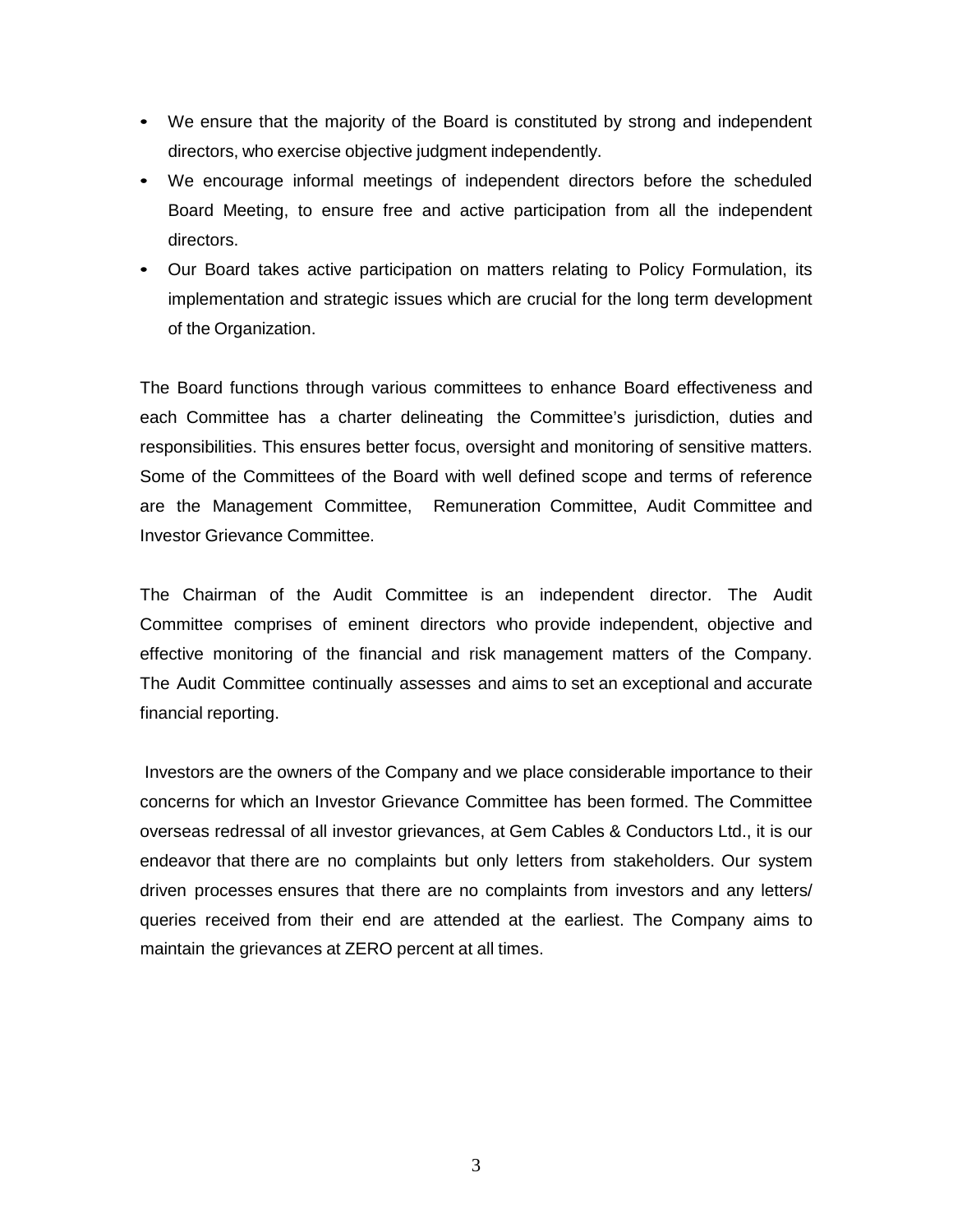- We ensure that the majority of the Board is constituted by strong and independent directors, who exercise objective judgment independently.
- We encourage informal meetings of independent directors before the scheduled Board Meeting, to ensure free and active participation from all the independent directors.
- Our Board takes active participation on matters relating to Policy Formulation, its implementation and strategic issues which are crucial for the long term development of the Organization.

The Board functions through various committees to enhance Board effectiveness and each Committee has a charter delineating the Committee's jurisdiction, duties and responsibilities. This ensures better focus, oversight and monitoring of sensitive matters. Some of the Committees of the Board with well defined scope and terms of reference are the Management Committee, Remuneration Committee, Audit Committee and Investor Grievance Committee.

The Chairman of the Audit Committee is an independent director. The Audit Committee comprises of eminent directors who provide independent, objective and effective monitoring of the financial and risk management matters of the Company. The Audit Committee continually assesses and aims to set an exceptional and accurate financial reporting.

Investors are the owners of the Company and we place considerable importance to their concerns for which an Investor Grievance Committee has been formed. The Committee overseas redressal of all investor grievances, at Gem Cables & Conductors Ltd., it is our endeavor that there are no complaints but only letters from stakeholders. Our system driven processes ensures that there are no complaints from investors and any letters/ queries received from their end are attended at the earliest. The Company aims to maintain the grievances at ZERO percent at all times.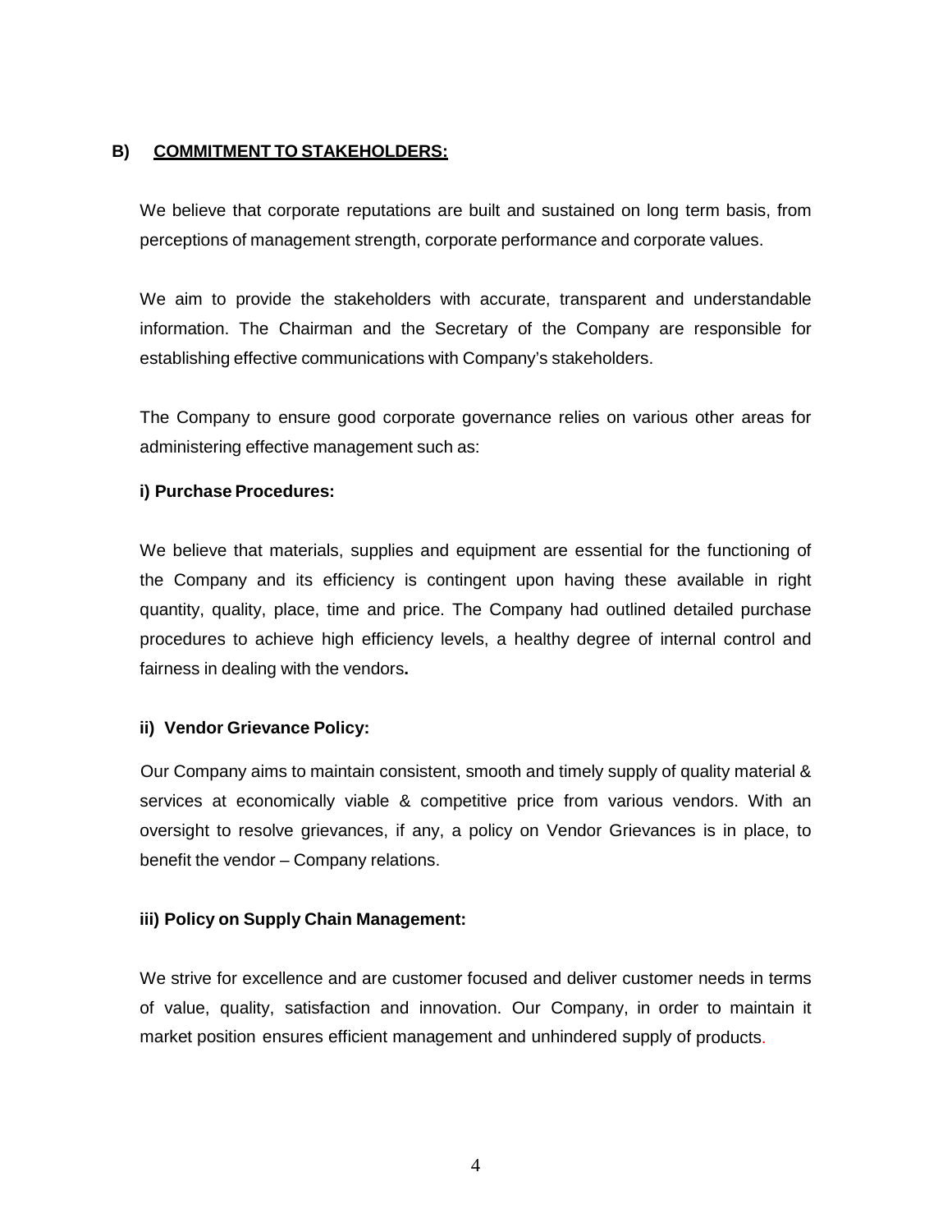## B) COMMITMENT TO STAKEHOLDERS:

We believe that corporate reputations are built and sustained on long term basis, from perceptions of management strength, corporate performance and corporate values.

We aim to provide the stakeholders with accurate, transparent and understandable information. The Chairman and the Secretary of the Company are responsible for establishing effective communications with Company's stakeholders.

The Company to ensure good corporate governance relies on various other areas for administering effective management such as:

### i) Purchase Procedures:

We believe that materials, supplies and equipment are essential for the functioning of the Company and its efficiency is contingent upon having these available in right quantity, quality, place, time and price. The Company had outlined detailed purchase procedures to achieve high efficiency levels, a healthy degree of internal control and fairness in dealing with the vendors.

### ii) Vendor Grievance Policy:

Our Company aims to maintain consistent, smooth and timely supply of quality material & services at economically viable & competitive price from various vendors. With an oversight to resolve grievances, if any, a policy on Vendor Grievances is in place, to benefit the vendor – Company relations.

### iii) Policy on Supply Chain Management:

We strive for excellence and are customer focused and deliver customer needs in terms of value, quality, satisfaction and innovation. Our Company, in order to maintain it market position ensures efficient management and unhindered supply of products.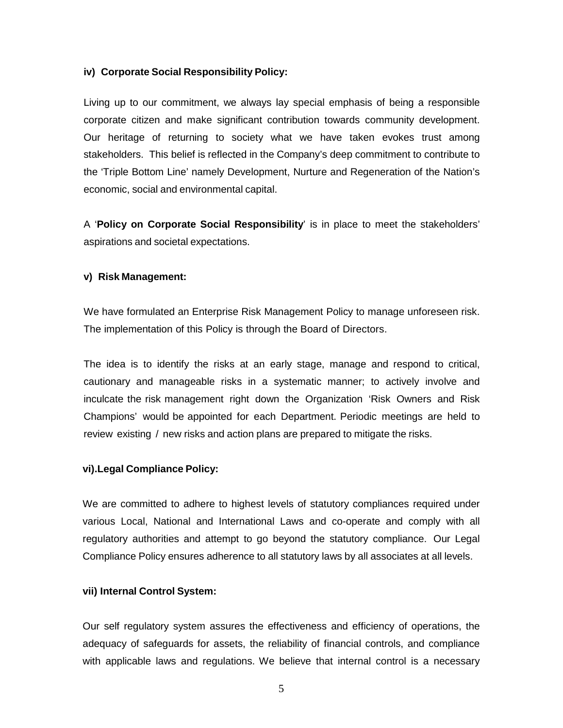**iv) Corporate Social Responsibility Policy:**

Living up to our commitment, we always lay special emphasis of being a responsible corporate citizen and make significant contribution towards community development. Our heritage of returning to society what we have taken evokes trust among stakeholders. This belief is reflected in the Company's deep commitment to contribute to the 'Triple Bottom Line' namely Development, Nurture and Regeneration of the Nation's economic, social and environmental capital.

A '**Policy on Corporate Social Responsibility**' is in place to meet the stakeholders' aspirations and societal expectations.

**v) Risk Management:**

We have formulated an Enterprise Risk Management Policy to manage unforeseen risk. The implementation of this Policy is through the Board of Directors.

The idea is to identify the risks at an early stage, manage and respond to critical, cautionary and manageable risks in a systematic manner; to actively involve and inculcate the risk management right down the Organization 'Risk Owners and Risk Champions' would be appointed for each Department. Periodic meetings are held to review existing / new risks and action plans are prepared to mitigate the risks.

**vi).Legal Compliance Policy:**

We are committed to adhere to highest levels of statutory compliances required under various Local, National and International Laws and co-operate and comply with all regulatory authorities and attempt to go beyond the statutory compliance. Our Legal Compliance Policy ensures adherence to all statutory laws by all associates at all levels.

**vii) Internal Control System:**

Our self regulatory system assures the effectiveness and efficiency of operations, the adequacy of safeguards for assets, the reliability of financial controls, and compliance with applicable laws and regulations. We believe that internal control is a necessary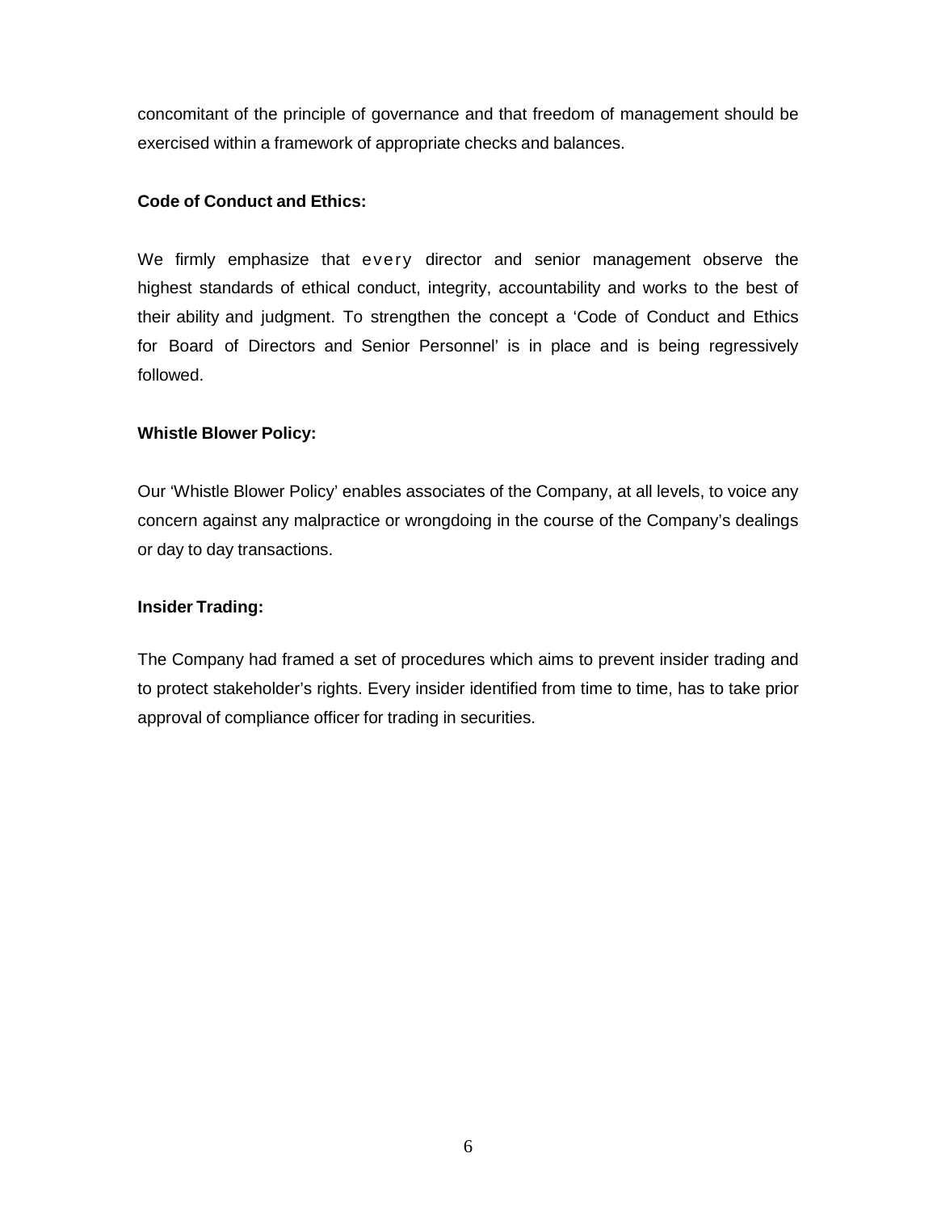concomitant of the principle of governance and that freedom of management should be exercised within a framework of appropriate checks and balances.

**Code of Conduct and Ethics:**

We firmly emphasize that every director and senior management observe the highest standards of ethical conduct, integrity, accountability and works to the best of their ability and judgment. To strengthen the concept a 'Code of Conduct and Ethics for Board of Directors and Senior Personnel' is in place and is being regressively followed.

**Whistle Blower Policy:**

Our 'Whistle Blower Policy' enables associates of the Company, at all levels, to voice any concern against any malpractice or wrongdoing in the course of the Company's dealings or day to day transactions.

**Insider Trading:**

The Company had framed a set of procedures which aims to prevent insider trading and to protect stakeholder's rights. Every insider identified from time to time, has to take prior approval of compliance officer for trading in securities.